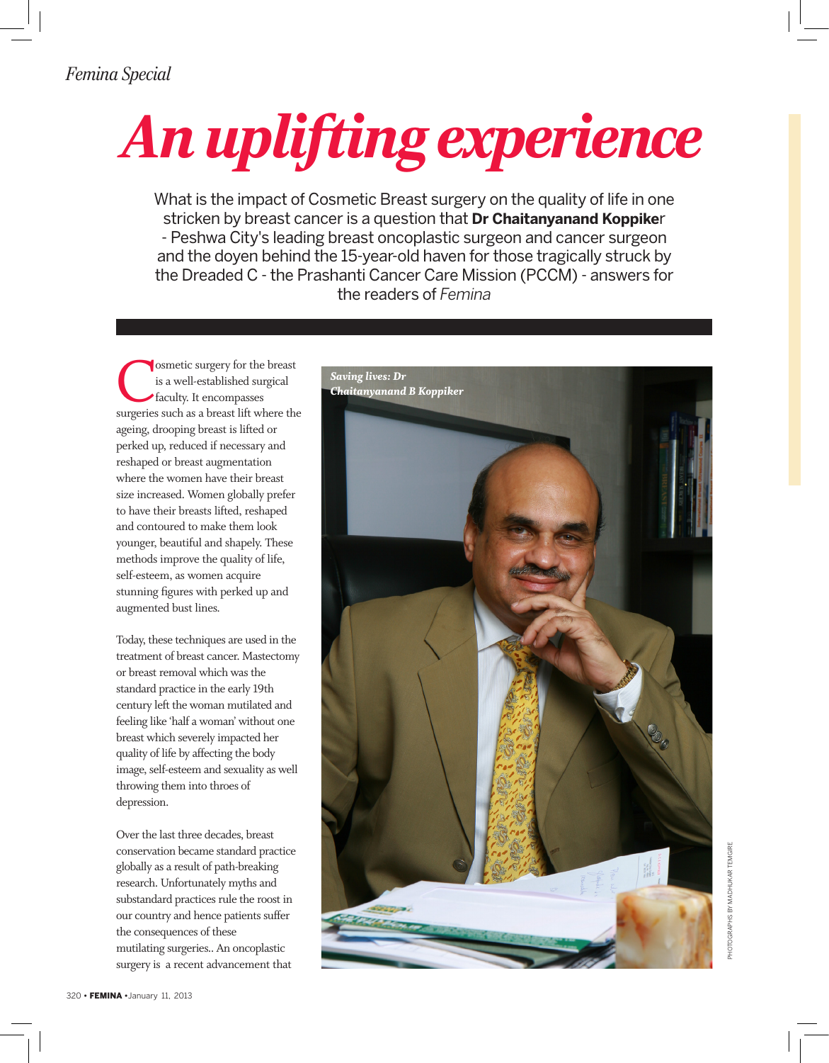*Femina Special*

# An uplifting experience

What is the impact of Cosmetic Breast surgery on the quality of life in one stricken by breast cancer is a question that **Dr Chaitanyanand Koppike**r - Peshwa City's leading breast oncoplastic surgeon and cancer surgeon and the doyen behind the 15-year-old haven for those tragically struck by the Dreaded C - the Prashanti Cancer Care Mission (PCCM) - answers for the readers of *Femina*

Cosmetic surgery for the breast is a well-established surgical faculty. It encompasses surgeries such as a breast lift where the ageing, drooping breast is lifted or perked up, reduced if necessary and reshaped or breast augmentation where the women have their breast size increased. Women globally prefer to have their breasts lifted, reshaped and contoured to make them look younger, beautiful and shapely. These methods improve the quality of life, self-esteem, as women acquire stunning figures with perked up and augmented bust lines.

Today, these techniques are used in the treatment of breast cancer. Mastectomy or breast removal which was the standard practice in the early 19th century left the woman mutilated and feeling like 'half a woman' without one breast which severely impacted her quality of life by affecting the body image, self-esteem and sexuality as well throwing them into throes of depression.

Over the last three decades, breast conservation became standard practice globally as a result of path-breaking research. Unfortunately myths and substandard practices rule the roost in our country and hence patients suffer the consequences of these mutilating surgeries.. An oncoplastic surgery is a recent advancement that

*Saving lives: Dr Chaitanyanand B Koppiker*

PHOTOGRAPHS BY MADHUKAR TEMGIRE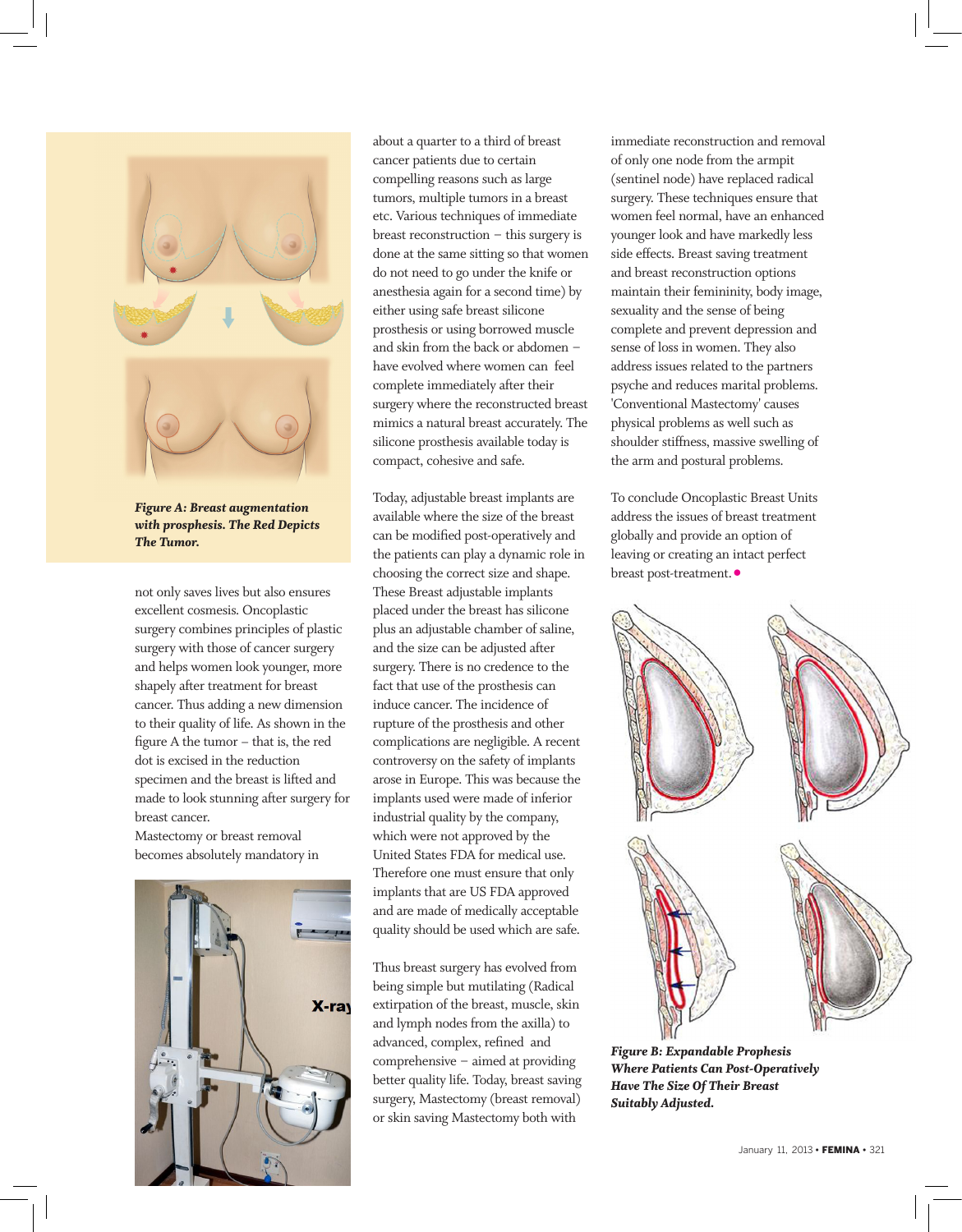*Figure A: Breast augmentation with prosphesis. The Red Depicts The Tumor.*

not only saves lives but also ensures excellent cosmesis. Oncoplastic surgery combines principles of plastic surgery with those of cancer surgery and helps women look younger, more shapely after treatment for breast cancer. Thus adding a new dimension to their quality of life. As shown in the figure A the tumor – that is, the red dot is excised in the reduction specimen and the breast is lifted and made to look stunning after surgery for breast cancer.

Mastectomy or breast removal becomes absolutely mandatory in about a quarter to a third of breast cancer patients due to certain compelling reasons such as large tumors, multiple tumors in a breast etc. Various techniques of immediate breast reconstruction – this surgery is done at the same sitting so that women do not need to go under the knife or anesthesia again for a second time) by either using safe breast silicone prosthesis or using borrowed muscle and skin from the back or abdomen – have evolved where women can feel complete immediately after their surgery where the reconstructed breast mimics a natural breast accurately. The silicone prosthesis available today is compact, cohesive and safe.

Today, adjustable breast implants are available where the size of the breast can be modified post-operatively and the patients can play a dynamic role in choosing the correct size and shape. These Breast adjustable implants placed under the breast has silicone plus an adjustable chamber of saline, and the size can be adjusted after surgery. There is no credence to the fact that use of the prosthesis can induce cancer. The incidence of rupture of the prosthesis and other complications are negligible. A recent controversy on the safety of implants arose in Europe. This was because the implants used were made of inferior industrial quality by the company, which were not approved by the United States FDA for medical use. Therefore one must ensure that only implants that are US FDA approved and are made of medically acceptable quality should be used which are safe.

Thus breast surgery has evolved from being simple but mutilating (Radical extirpation of the breast, muscle, skin and lymph nodes from the axilla) to advanced, complex, refined and comprehensive – aimed at providing better quality life. Today, breast saving surgery, Mastectomy (breast removal) or skin saving Mastectomy both with immediate reconstruction and removal of only one node from the armpit (sentinel node) have replaced radical surgery. These techniques ensure that women feel normal, have an enhanced younger look and have markedly less side effects. Breast saving treatment and breast reconstruction options maintain their femininity, body image, sexuality and the sense of being complete and prevent depression and sense of loss in women. They also address issues related to the partners psyche and reduces marital problems. 'Conventional Mastectomy' causes physical problems as well such as shoulder stiffness, massive swelling of the arm and postural problems.

To conclude Oncoplastic Breast Units address the issues of breast treatment globally and provide an option of leaving or creating an intact perfect breast post-treatment.

X-ray

*Figure B: Expandable Prophesis Where Patients Can Post-Operatively Have The Size Of Their Breast Suitably Adjusted.*